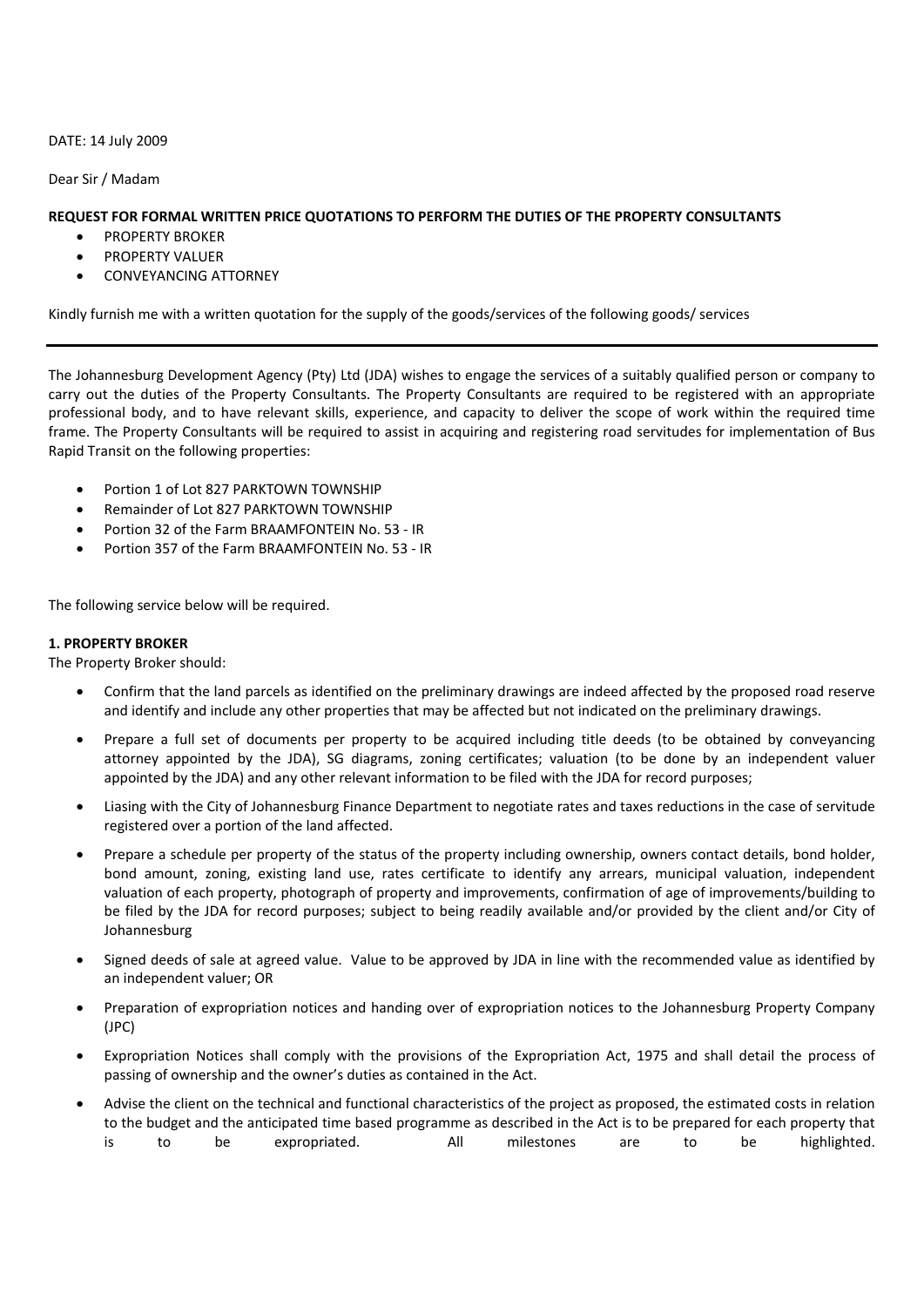DATE: 14 July 2009

Dear Sir / Madam

**REQUEST FOR FORMAL WRITTEN PRICE QUOTATIONS TO PERFORM THE DUTIES OF THE PROPERTY CONSULTANTS**

- PROPERTY BROKER
- PROPERTY VALUER
- CONVEYANCING ATTORNEY

Kindly furnish me with a written quotation for the supply of the goods/services of the following goods/ services

---

The Johannesburg Development Agency (Pty) Ltd (JDA) wishes to engage the services of a suitably qualified person or company to carry out the duties of the Property Consultants. The Property Consultants are required to be registered with an appropriate professional body, and to have relevant skills, experience, and capacity to deliver the scope of work within the required time frame. The Property Consultants will be required to assist in acquiring and registering road servitudes for implementation of Bus Rapid Transit on the following properties:

- Portion 1 of Lot 827 PARKTOWN TOWNSHIP
- Remainder of Lot 827 PARKTOWN TOWNSHIP
- Portion 32 of the Farm BRAAMFONTEIN No. 53 - IR
- Portion 357 of the Farm BRAAMFONTEIN No. 53 - IR

The following service below will be required.

**1. PROPERTY BROKER**

The Property Broker should:

- Confirm that the land parcels as identified on the preliminary drawings are indeed affected by the proposed road reserve and identify and include any other properties that may be affected but not indicated on the preliminary drawings.
- Prepare a full set of documents per property to be acquired including title deeds (to be obtained by conveyancing attorney appointed by the JDA), SG diagrams, zoning certificates; valuation (to be done by an independent valuer appointed by the JDA) and any other relevant information to be filed with the JDA for record purposes;
- Liasing with the City of Johannesburg Finance Department to negotiate rates and taxes reductions in the case of servitude registered over a portion of the land affected.
- Prepare a schedule per property of the status of the property including ownership, owners contact details, bond holder, bond amount, zoning, existing land use, rates certificate to identify any arrears, municipal valuation, independent valuation of each property, photograph of property and improvements, confirmation of age of improvements/building to be filed by the JDA for record purposes; subject to being readily available and/or provided by the client and/or City of Johannesburg
- Signed deeds of sale at agreed value. Value to be approved by JDA in line with the recommended value as identified by an independent valuer; OR
- Preparation of expropriation notices and handing over of expropriation notices to the Johannesburg Property Company (JPC)
- Expropriation Notices shall comply with the provisions of the Expropriation Act, 1975 and shall detail the process of passing of ownership and the owner's duties as contained in the Act.
- Advise the client on the technical and functional characteristics of the project as proposed, the estimated costs in relation to the budget and the anticipated time based programme as described in the Act is to be prepared for each property that is to be expropriated. All milestones are to be highlighted.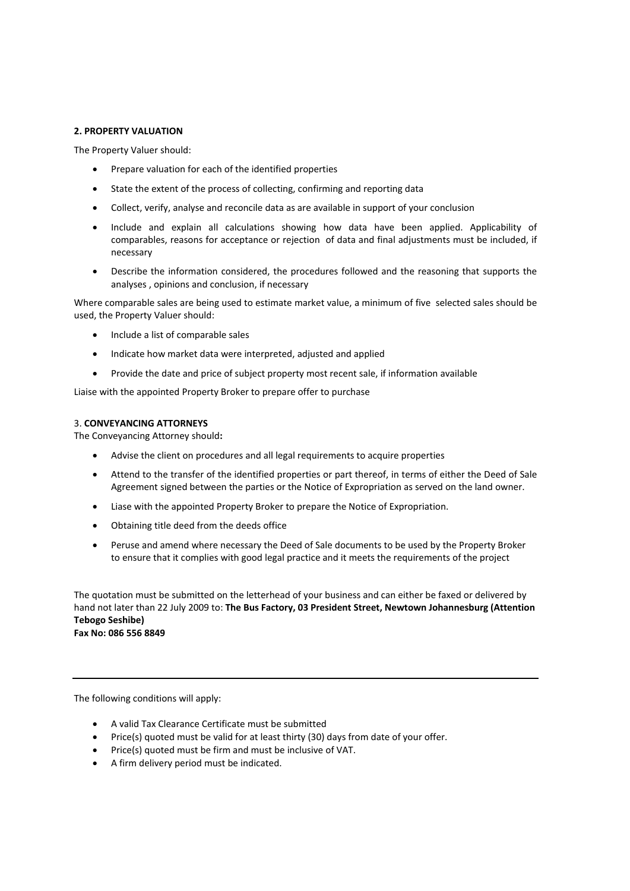**2. PROPERTY VALUATION**

The Property Valuer should:

- Prepare valuation for each of the identified properties
- State the extent of the process of collecting, confirming and reporting data
- Collect, verify, analyse and reconcile data as are available in support of your conclusion
- Include and explain all calculations showing how data have been applied. Applicability of comparables, reasons for acceptance or rejection of data and final adjustments must be included, if necessary
- Describe the information considered, the procedures followed and the reasoning that supports the analyses , opinions and conclusion, if necessary

Where comparable sales are being used to estimate market value, a minimum of five selected sales should be used, the Property Valuer should:

- Include a list of comparable sales
- Indicate how market data were interpreted, adjusted and applied
- Provide the date and price of subject property most recent sale, if information available

Liaise with the appointed Property Broker to prepare offer to purchase

3. **CONVEYANCING ATTORNEYS**

The Conveyancing Attorney should**:**

- Advise the client on procedures and all legal requirements to acquire properties
- Attend to the transfer of the identified properties or part thereof, in terms of either the Deed of Sale Agreement signed between the parties or the Notice of Expropriation as served on the land owner.
- Liase with the appointed Property Broker to prepare the Notice of Expropriation.
- Obtaining title deed from the deeds office
- Peruse and amend where necessary the Deed of Sale documents to be used by the Property Broker to ensure that it complies with good legal practice and it meets the requirements of the project

The quotation must be submitted on the letterhead of your business and can either be faxed or delivered by hand not later than 22 July 2009 to: **The Bus Factory, 03 President Street, Newtown Johannesburg (Attention Tebogo Seshibe)**
**Fax No: 086 556 8849**

---

The following conditions will apply:

- A valid Tax Clearance Certificate must be submitted
- Price(s) quoted must be valid for at least thirty (30) days from date of your offer.
- Price(s) quoted must be firm and must be inclusive of VAT.
- A firm delivery period must be indicated.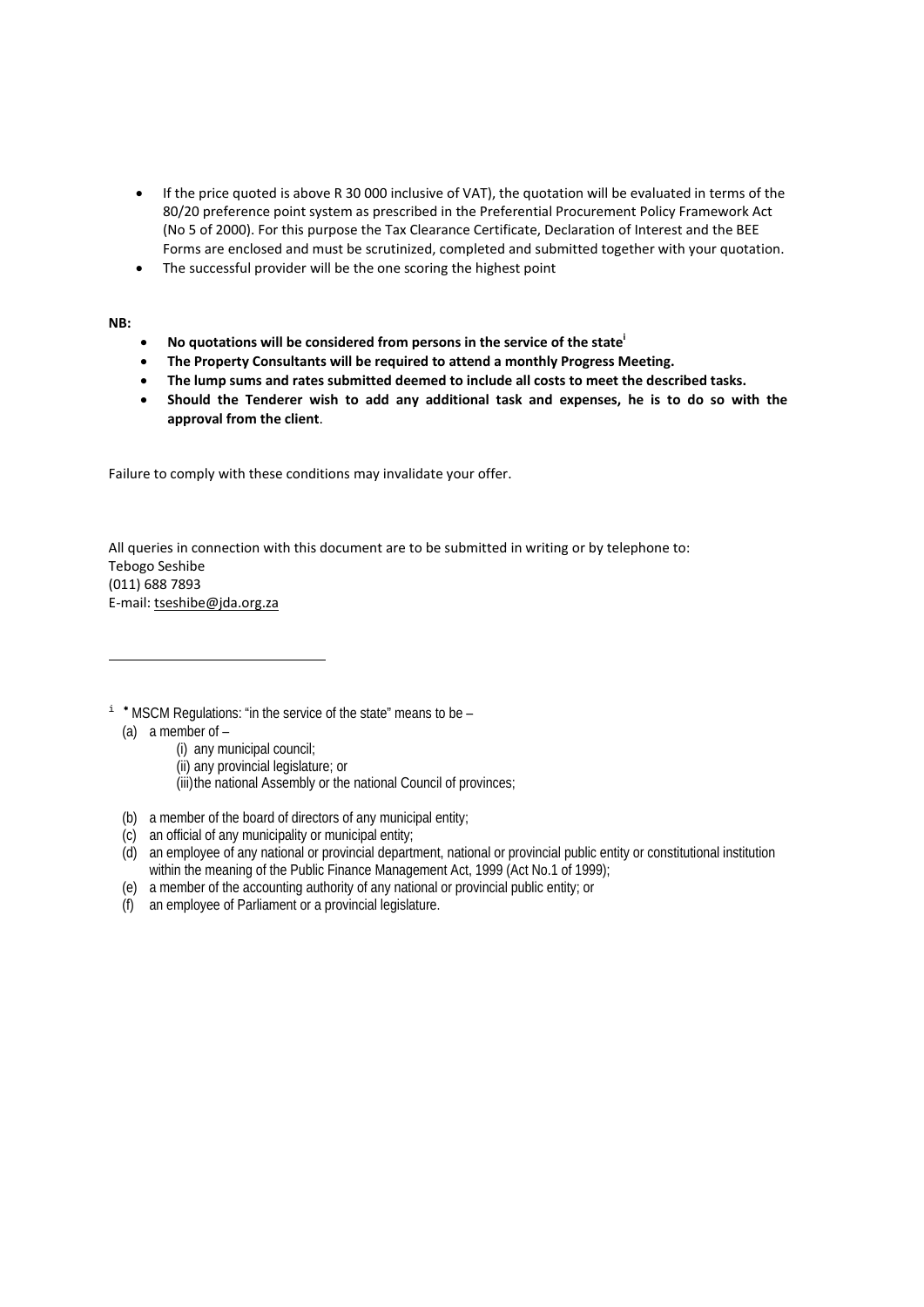- If the price quoted is above R 30 000 inclusive of VAT), the quotation will be evaluated in terms of the 80/20 preference point system as prescribed in the Preferential Procurement Policy Framework Act (No 5 of 2000). For this purpose the Tax Clearance Certificate, Declaration of Interest and the BEE Forms are enclosed and must be scrutinized, completed and submitted together with your quotation.
- The successful provider will be the one scoring the highest point

**NB:**

- **No quotations will be considered from persons in the service of the state**[i]
- **The Property Consultants will be required to attend a monthly Progress Meeting.**
- **The lump sums and rates submitted deemed to include all costs to meet the described tasks.**
- **Should the Tenderer wish to add any additional task and expenses, he is to do so with the approval from the client**.

Failure to comply with these conditions may invalidate your offer.

All queries in connection with this document are to be submitted in writing or by telephone to:
Tebogo Seshibe
(011) 688 7893
E-mail: tseshibe@jda.org.za

---

[i] * MSCM Regulations: "in the service of the state" means to be –

(a) a member of –
  (i) any municipal council;
  (ii) any provincial legislature; or
  (iii) the national Assembly or the national Council of provinces;

(b) a member of the board of directors of any municipal entity;
(c) an official of any municipality or municipal entity;
(d) an employee of any national or provincial department, national or provincial public entity or constitutional institution within the meaning of the Public Finance Management Act, 1999 (Act No.1 of 1999);
(e) a member of the accounting authority of any national or provincial public entity; or
(f) an employee of Parliament or a provincial legislature.